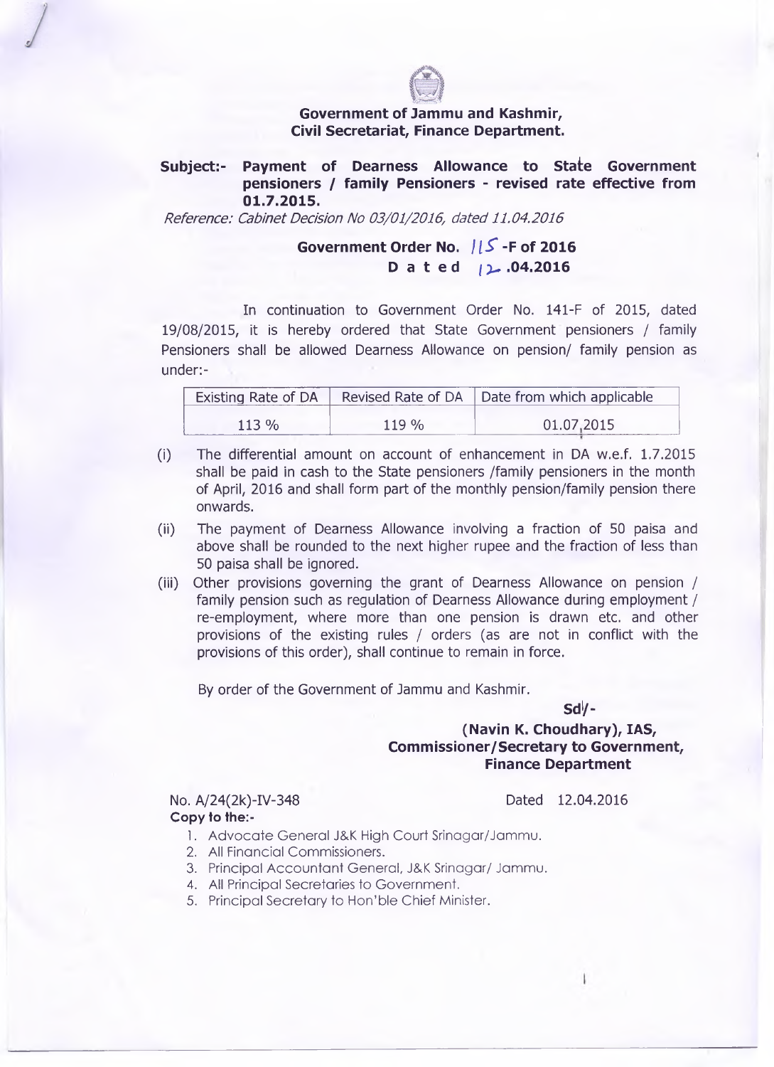**Government of Jammu and Kashmir,**
**Civil Secretariat, Finance Department.**

**Subject:- Payment of Dearness Allowance to State Government pensioners / family Pensioners - revised rate effective from 01.7.2015.**

*Reference: Cabinet Decision No 03/01/2016, dated 11.04.2016*

**Government Order No. 115 -F of 2016**
**D a t e d 12.04.2016**

In continuation to Government Order No. 141-F of 2015, dated 19/08/2015, it is hereby ordered that State Government pensioners / family Pensioners shall be allowed Dearness Allowance on pension/ family pension as under:-

| Existing Rate of DA | Revised Rate of DA | Date from which applicable |
|---|---|---|
| 113 % | 119 % | 01.07.2015 |

(i) The differential amount on account of enhancement in DA w.e.f. 1.7.2015 shall be paid in cash to the State pensioners /family pensioners in the month of April, 2016 and shall form part of the monthly pension/family pension there onwards.

(ii) The payment of Dearness Allowance involving a fraction of 50 paisa and above shall be rounded to the next higher rupee and the fraction of less than 50 paisa shall be ignored.

(iii) Other provisions governing the grant of Dearness Allowance on pension / family pension such as regulation of Dearness Allowance during employment / re-employment, where more than one pension is drawn etc. and other provisions of the existing rules / orders (as are not in conflict with the provisions of this order), shall continue to remain in force.

By order of the Government of Jammu and Kashmir.

**Sd/-**

**(Navin K. Choudhary), IAS,**
**Commissioner/Secretary to Government,**
**Finance Department**

No. A/24(2k)-IV-348 Dated 12.04.2016

**Copy to the:-**

1. Advocate General J&K High Court Srinagar/Jammu.
2. All Financial Commissioners.
3. Principal Accountant General, J&K Srinagar/ Jammu.
4. All Principal Secretaries to Government.
5. Principal Secretary to Hon'ble Chief Minister.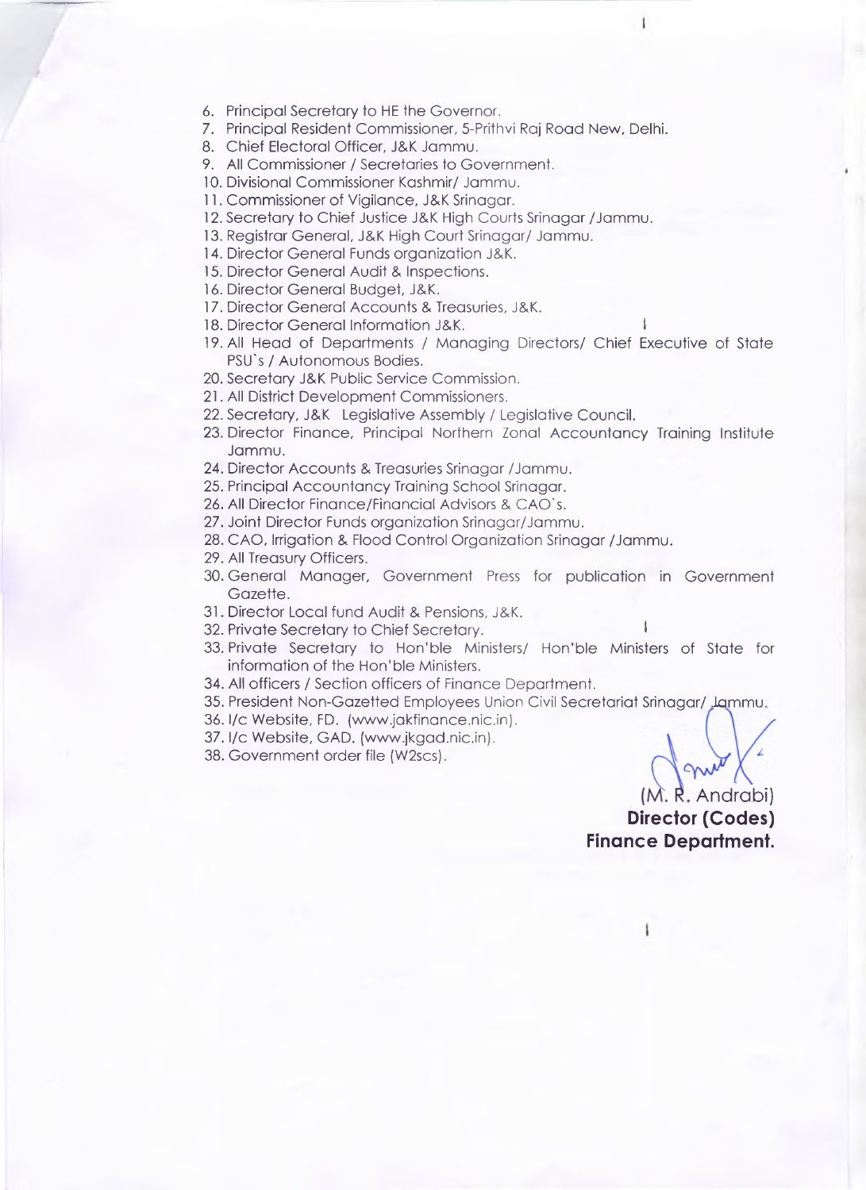6. Principal Secretary to HE the Governor.
7. Principal Resident Commissioner, 5-Prithvi Raj Road New, Delhi.
8. Chief Electoral Officer, J&K Jammu.
9. All Commissioner / Secretaries to Government.
10. Divisional Commissioner Kashmir/ Jammu.
11. Commissioner of Vigilance, J&K Srinagar.
12. Secretary to Chief Justice J&K High Courts Srinagar /Jammu.
13. Registrar General, J&K High Court Srinagar/ Jammu.
14. Director General Funds organization J&K.
15. Director General Audit & Inspections.
16. Director General Budget, J&K.
17. Director General Accounts & Treasuries, J&K.
18. Director General Information J&K.
19. All Head of Departments / Managing Directors/ Chief Executive of State PSU's / Autonomous Bodies.
20. Secretary J&K Public Service Commission.
21. All District Development Commissioners.
22. Secretary, J&K Legislative Assembly / Legislative Council.
23. Director Finance, Principal Northern Zonal Accountancy Training Institute Jammu.
24. Director Accounts & Treasuries Srinagar /Jammu.
25. Principal Accountancy Training School Srinagar.
26. All Director Finance/Financial Advisors & CAO's.
27. Joint Director Funds organization Srinagar/Jammu.
28. CAO, Irrigation & Flood Control Organization Srinagar /Jammu.
29. All Treasury Officers.
30. General Manager, Government Press for publication in Government Gazette.
31. Director Local fund Audit & Pensions, J&K.
32. Private Secretary to Chief Secretary.
33. Private Secretary to Hon'ble Ministers/ Hon'ble Ministers of State for information of the Hon'ble Ministers.
34. All officers / Section officers of Finance Department.
35. President Non-Gazetted Employees Union Civil Secretariat Srinagar/ Jammu.
36. I/c Website, FD. (www.jakfinance.nic.in).
37. I/c Website, GAD. (www.jkgad.nic.in).
38. Government order file (W2scs).

(M. R. Andrabi)
**Director (Codes)**
**Finance Department.**